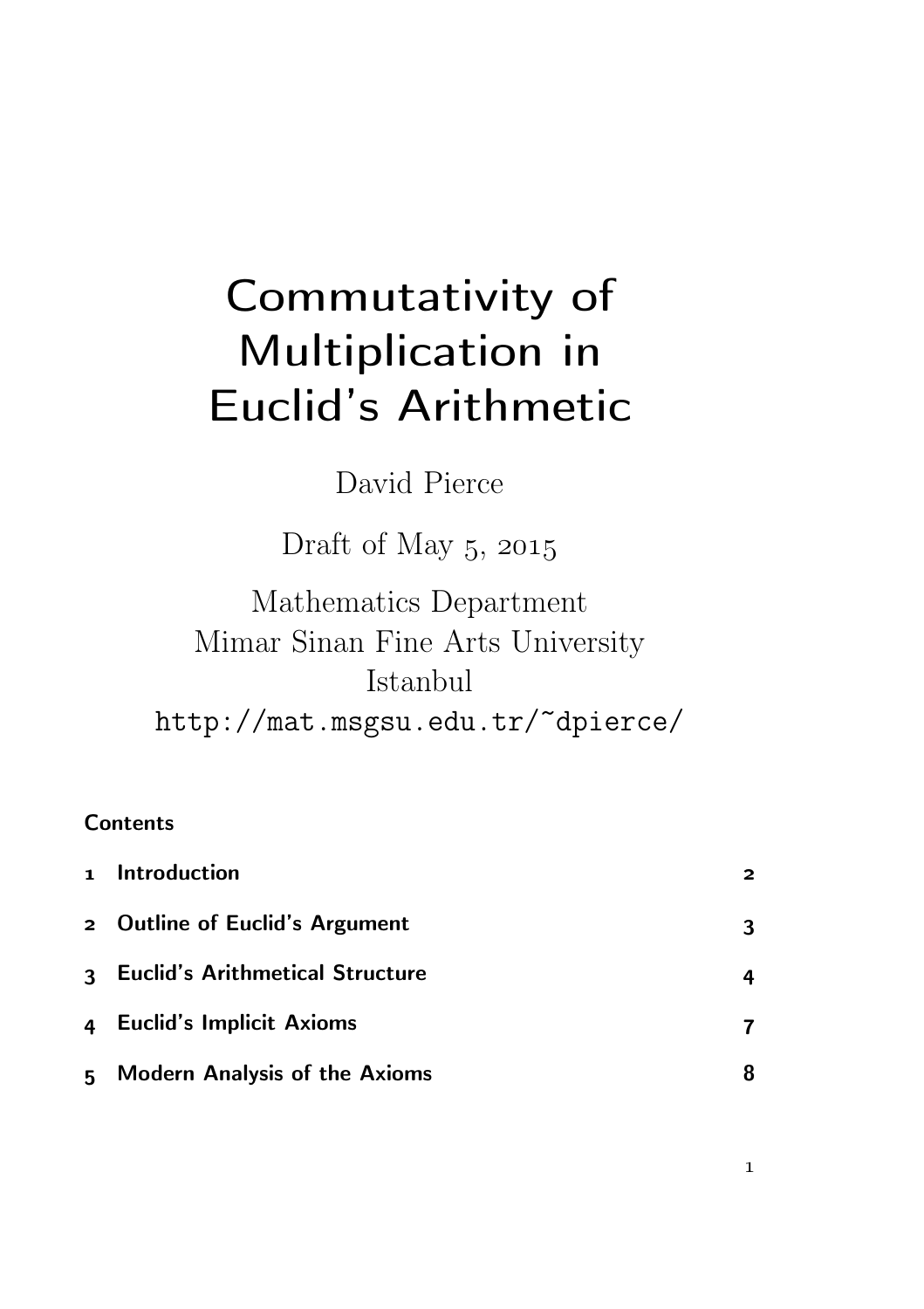# Commutativity of Multiplication in Euclid's Arithmetic

David Pierce

Draft of May 5, 2015

Mathematics Department
Mimar Sinan Fine Arts University
Istanbul
http://mat.msgsu.edu.tr/~dpierce/

## Contents

| | | |
|---|---|---|
| 1 | Introduction | 2 |
| 2 | Outline of Euclid's Argument | 3 |
| 3 | Euclid's Arithmetical Structure | 4 |
| 4 | Euclid's Implicit Axioms | 7 |
| 5 | Modern Analysis of the Axioms | 8 |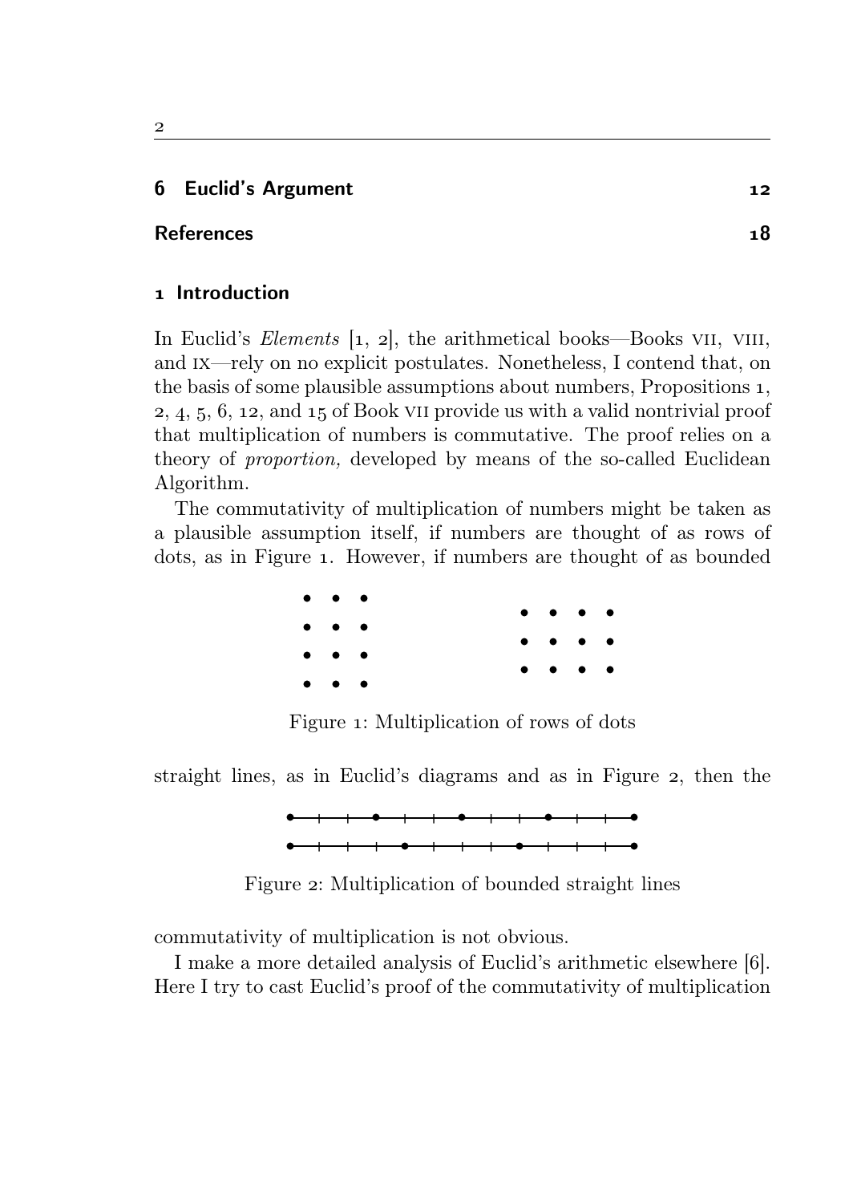6 **Euclid's Argument** 12

**References** 18

## 1 Introduction

In Euclid's *Elements* [1, 2], the arithmetical books—Books VII, VIII, and IX—rely on no explicit postulates. Nonetheless, I contend that, on the basis of some plausible assumptions about numbers, Propositions 1, 2, 4, 5, 6, 12, and 15 of Book VII provide us with a valid nontrivial proof that multiplication of numbers is commutative. The proof relies on a theory of *proportion,* developed by means of the so-called Euclidean Algorithm.

The commutativity of multiplication of numbers might be taken as a plausible assumption itself, if numbers are thought of as rows of dots, as in Figure 1. However, if numbers are thought of as bounded

Figure 1: Multiplication of rows of dots

straight lines, as in Euclid's diagrams and as in Figure 2, then the

Figure 2: Multiplication of bounded straight lines

commutativity of multiplication is not obvious.

I make a more detailed analysis of Euclid's arithmetic elsewhere [6]. Here I try to cast Euclid's proof of the commutativity of multiplication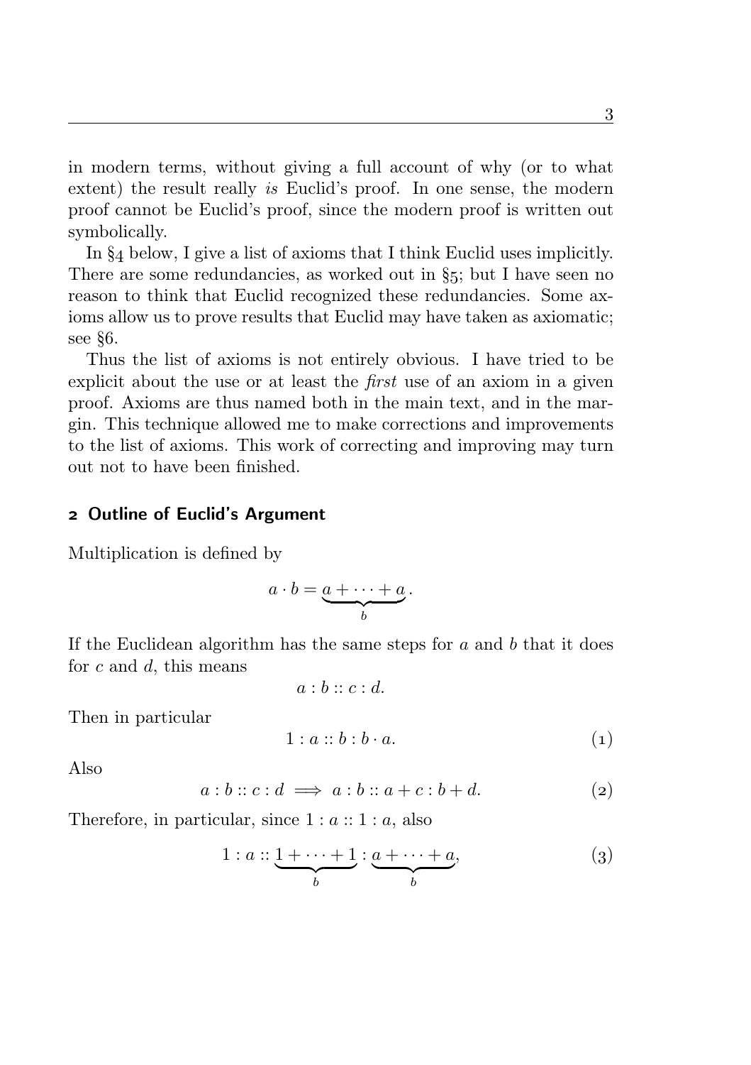in modern terms, without giving a full account of why (or to what extent) the result really *is* Euclid's proof. In one sense, the modern proof cannot be Euclid's proof, since the modern proof is written out symbolically.

In §4 below, I give a list of axioms that I think Euclid uses implicitly. There are some redundancies, as worked out in §5; but I have seen no reason to think that Euclid recognized these redundancies. Some axioms allow us to prove results that Euclid may have taken as axiomatic; see §6.

Thus the list of axioms is not entirely obvious. I have tried to be explicit about the use or at least the *first* use of an axiom in a given proof. Axioms are thus named both in the main text, and in the margin. This technique allowed me to make corrections and improvements to the list of axioms. This work of correcting and improving may turn out not to have been finished.

## 2 Outline of Euclid's Argument

Multiplication is defined by

$$a \cdot b = \underbrace{a + \cdots + a}_{b}.$$

If the Euclidean algorithm has the same steps for $a$ and $b$ that it does for $c$ and $d$, this means

$$a : b :: c : d.$$

Then in particular

$$1 : a :: b : b \cdot a. \tag{1}$$

Also

$$a : b :: c : d \implies a : b :: a + c : b + d. \tag{2}$$

Therefore, in particular, since $1 : a :: 1 : a$, also

$$1 : a :: \underbrace{1 + \cdots + 1}_{b} : \underbrace{a + \cdots + a}_{b}, \tag{3}$$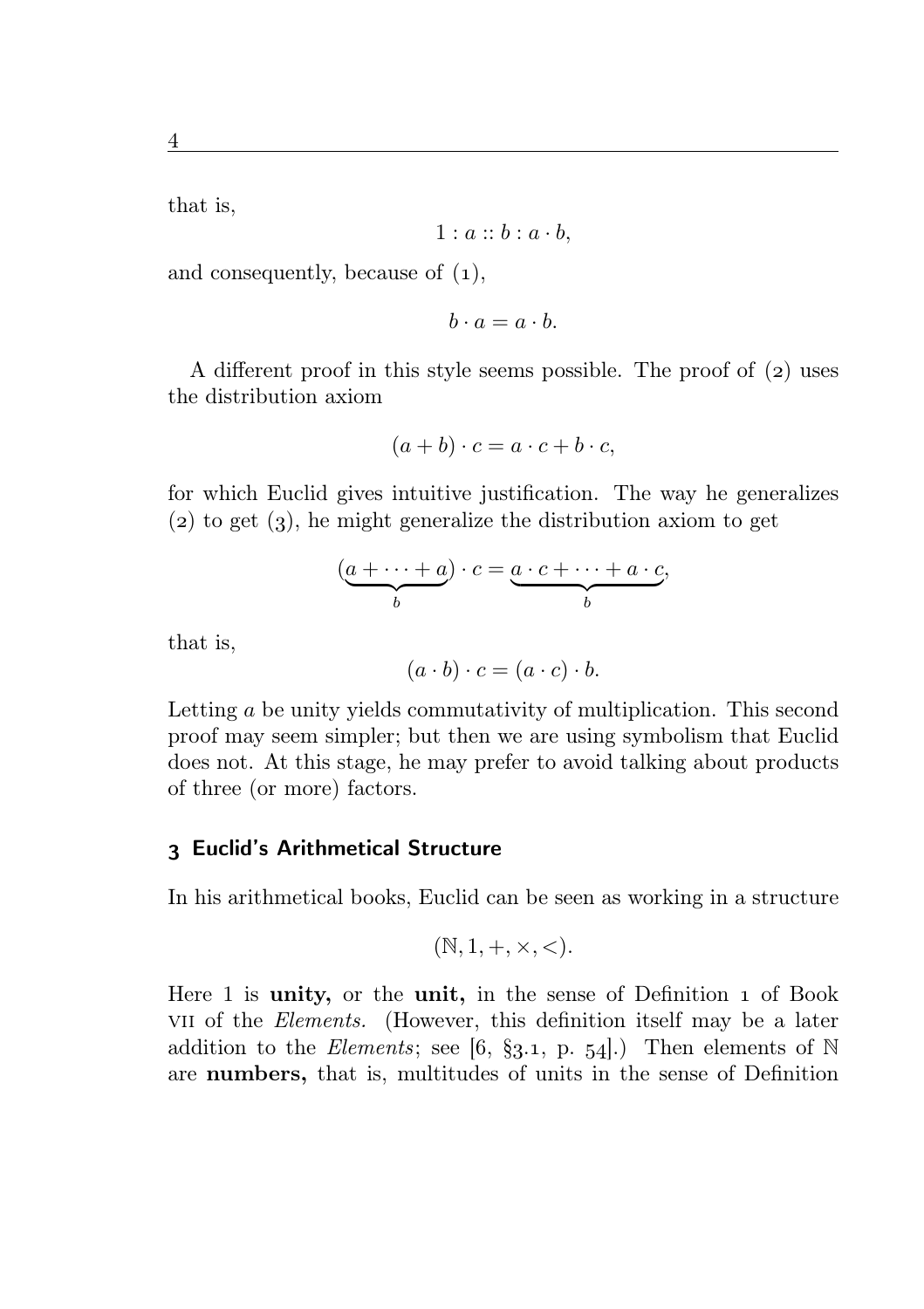that is,

$$1 : a :: b : a \cdot b,$$

and consequently, because of (1),

$$b \cdot a = a \cdot b.$$

A different proof in this style seems possible. The proof of (2) uses the distribution axiom

$$(a + b) \cdot c = a \cdot c + b \cdot c,$$

for which Euclid gives intuitive justification. The way he generalizes (2) to get (3), he might generalize the distribution axiom to get

$$(\underbrace{a + \cdots + a}_{b}) \cdot c = \underbrace{a \cdot c + \cdots + a \cdot c}_{b},$$

that is,

$$(a \cdot b) \cdot c = (a \cdot c) \cdot b.$$

Letting $a$ be unity yields commutativity of multiplication. This second proof may seem simpler; but then we are using symbolism that Euclid does not. At this stage, he may prefer to avoid talking about products of three (or more) factors.

## 3 Euclid's Arithmetical Structure

In his arithmetical books, Euclid can be seen as working in a structure

$$(\mathbb{N}, 1, +, \times, <).$$

Here 1 is **unity,** or the **unit,** in the sense of Definition 1 of Book VII of the *Elements.* (However, this definition itself may be a later addition to the *Elements*; see [6, §3.1, p. 54].) Then elements of $\mathbb{N}$ are **numbers,** that is, multitudes of units in the sense of Definition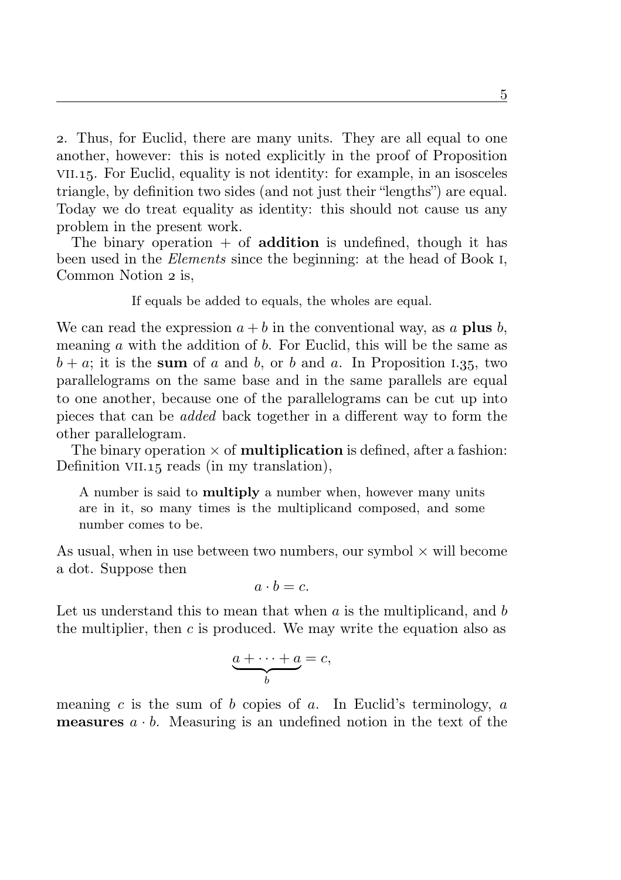2. Thus, for Euclid, there are many units. They are all equal to one another, however: this is noted explicitly in the proof of Proposition VII.15. For Euclid, equality is not identity: for example, in an isosceles triangle, by definition two sides (and not just their "lengths") are equal. Today we do treat equality as identity: this should not cause us any problem in the present work.

The binary operation $+$ of **addition** is undefined, though it has been used in the *Elements* since the beginning: at the head of Book I, Common Notion 2 is,

> If equals be added to equals, the wholes are equal.

We can read the expression $a + b$ in the conventional way, as $a$ **plus** $b$, meaning $a$ with the addition of $b$. For Euclid, this will be the same as $b + a$; it is the **sum** of $a$ and $b$, or $b$ and $a$. In Proposition I.35, two parallelograms on the same base and in the same parallels are equal to one another, because one of the parallelograms can be cut up into pieces that can be *added* back together in a different way to form the other parallelogram.

The binary operation $\times$ of **multiplication** is defined, after a fashion: Definition VII.15 reads (in my translation),

> A number is said to **multiply** a number when, however many units are in it, so many times is the multiplicand composed, and some number comes to be.

As usual, when in use between two numbers, our symbol $\times$ will become a dot. Suppose then

$$a \cdot b = c.$$

Let us understand this to mean that when $a$ is the multiplicand, and $b$ the multiplier, then $c$ is produced. We may write the equation also as

$$\underbrace{a + \cdots + a}_{b} = c,$$

meaning $c$ is the sum of $b$ copies of $a$. In Euclid's terminology, $a$ **measures** $a \cdot b$. Measuring is an undefined notion in the text of the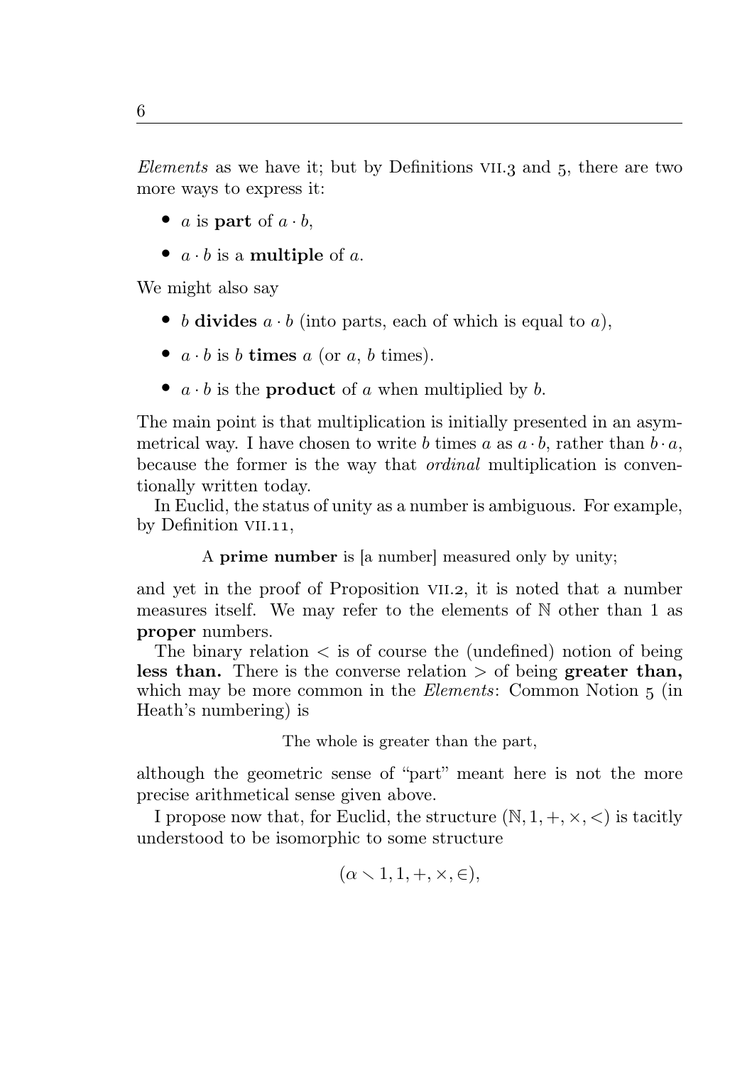*Elements* as we have it; but by Definitions VII.3 and 5, there are two more ways to express it:

- $a$ is **part** of $a \cdot b$,
- $a \cdot b$ is a **multiple** of $a$.

We might also say

- $b$ **divides** $a \cdot b$ (into parts, each of which is equal to $a$),
- $a \cdot b$ is $b$ **times** $a$ (or $a$, $b$ times).
- $a \cdot b$ is the **product** of $a$ when multiplied by $b$.

The main point is that multiplication is initially presented in an asymmetrical way. I have chosen to write $b$ times $a$ as $a \cdot b$, rather than $b \cdot a$, because the former is the way that *ordinal* multiplication is conventionally written today.

In Euclid, the status of unity as a number is ambiguous. For example, by Definition VII.11,

> A **prime number** is [a number] measured only by unity;

and yet in the proof of Proposition VII.2, it is noted that a number measures itself. We may refer to the elements of $\mathbb{N}$ other than 1 as **proper** numbers.

The binary relation $<$ is of course the (undefined) notion of being **less than.** There is the converse relation $>$ of being **greater than,** which may be more common in the *Elements*: Common Notion 5 (in Heath's numbering) is

> The whole is greater than the part,

although the geometric sense of "part" meant here is not the more precise arithmetical sense given above.

I propose now that, for Euclid, the structure $(\mathbb{N}, 1, +, \times, <)$ is tacitly understood to be isomorphic to some structure

$$(\alpha \smallsetminus 1, 1, +, \times, \in),$$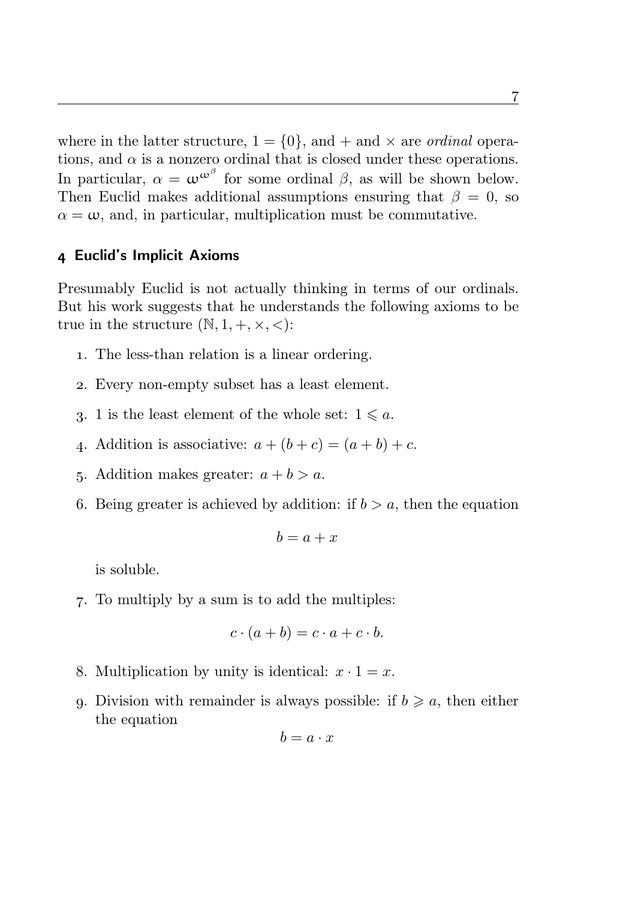where in the latter structure, $1 = \{0\}$, and $+$ and $\times$ are *ordinal* operations, and $\alpha$ is a nonzero ordinal that is closed under these operations. In particular, $\alpha = \omega^{\omega^\beta}$ for some ordinal $\beta$, as will be shown below. Then Euclid makes additional assumptions ensuring that $\beta = 0$, so $\alpha = \omega$, and, in particular, multiplication must be commutative.

## 4 Euclid's Implicit Axioms

Presumably Euclid is not actually thinking in terms of our ordinals. But his work suggests that he understands the following axioms to be true in the structure $(\mathbb{N}, 1, +, \times, <)$:

1. The less-than relation is a linear ordering.
2. Every non-empty subset has a least element.
3. 1 is the least element of the whole set: $1 \leqslant a$.
4. Addition is associative: $a + (b + c) = (a + b) + c$.
5. Addition makes greater: $a + b > a$.
6. Being greater is achieved by addition: if $b > a$, then the equation
$$b = a + x$$
is soluble.
7. To multiply by a sum is to add the multiples:
$$c \cdot (a + b) = c \cdot a + c \cdot b.$$
8. Multiplication by unity is identical: $x \cdot 1 = x$.
9. Division with remainder is always possible: if $b \geqslant a$, then either the equation
$$b = a \cdot x$$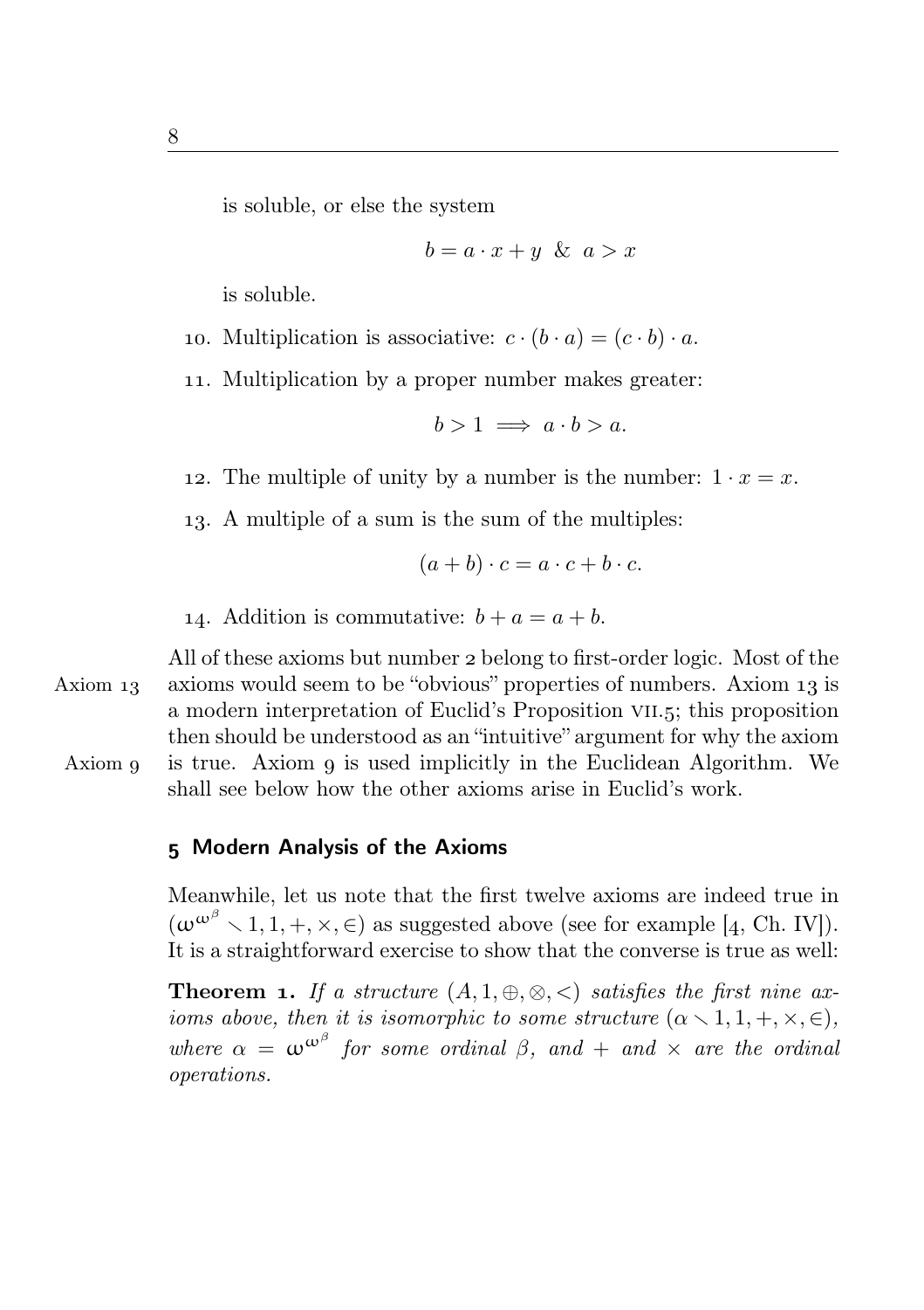is soluble, or else the system

$$b = a \cdot x + y \ \& \ a > x$$

is soluble.

10. Multiplication is associative: $c \cdot (b \cdot a) = (c \cdot b) \cdot a$.

11. Multiplication by a proper number makes greater:

$$b > 1 \implies a \cdot b > a.$$

12. The multiple of unity by a number is the number: $1 \cdot x = x$.

13. A multiple of a sum is the sum of the multiples:

$$(a + b) \cdot c = a \cdot c + b \cdot c.$$

14. Addition is commutative: $b + a = a + b$.

All of these axioms but number 2 belong to first-order logic. Most of the axioms would seem to be "obvious" properties of numbers. Axiom 13 is a modern interpretation of Euclid's Proposition VII.5; this proposition then should be understood as an "intuitive" argument for why the axiom is true. Axiom 9 is used implicitly in the Euclidean Algorithm. We shall see below how the other axioms arise in Euclid's work.

## 5 Modern Analysis of the Axioms

Meanwhile, let us note that the first twelve axioms are indeed true in $(\omega^{\omega^\beta} \smallsetminus 1, 1, +, \times, \in)$ as suggested above (see for example [4, Ch. IV]). It is a straightforward exercise to show that the converse is true as well:

**Theorem 1.** *If a structure $(A, 1, \oplus, \otimes, <)$ satisfies the first nine axioms above, then it is isomorphic to some structure $(\alpha \smallsetminus 1, 1, +, \times, \in)$, where $\alpha = \omega^{\omega^\beta}$ for some ordinal $\beta$, and $+$ and $\times$ are the ordinal operations.*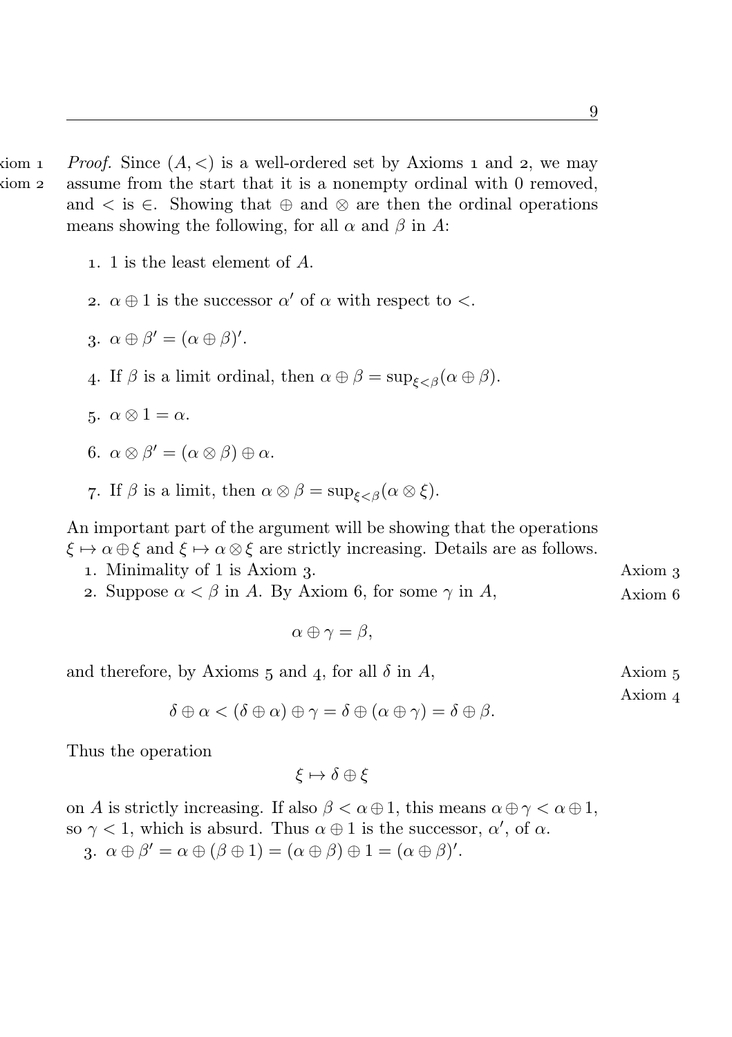*Proof.* Since $(A, <)$ is a well-ordered set by Axioms 1 and 2, we may assume from the start that it is a nonempty ordinal with 0 removed, and $<$ is $\in$. Showing that $\oplus$ and $\otimes$ are then the ordinal operations means showing the following, for all $\alpha$ and $\beta$ in $A$:

1. 1 is the least element of $A$.
2. $\alpha \oplus 1$ is the successor $\alpha'$ of $\alpha$ with respect to $<$.
3. $\alpha \oplus \beta' = (\alpha \oplus \beta)'$.
4. If $\beta$ is a limit ordinal, then $\alpha \oplus \beta = \sup_{\xi<\beta}(\alpha \oplus \beta)$.
5. $\alpha \otimes 1 = \alpha$.
6. $\alpha \otimes \beta' = (\alpha \otimes \beta) \oplus \alpha$.
7. If $\beta$ is a limit, then $\alpha \otimes \beta = \sup_{\xi<\beta}(\alpha \otimes \xi)$.

An important part of the argument will be showing that the operations $\xi \mapsto \alpha \oplus \xi$ and $\xi \mapsto \alpha \otimes \xi$ are strictly increasing. Details are as follows.

1. Minimality of 1 is Axiom 3.

2. Suppose $\alpha < \beta$ in $A$. By Axiom 6, for some $\gamma$ in $A$,

$$\alpha \oplus \gamma = \beta,$$

and therefore, by Axioms 5 and 4, for all $\delta$ in $A$,

$$\delta \oplus \alpha < (\delta \oplus \alpha) \oplus \gamma = \delta \oplus (\alpha \oplus \gamma) = \delta \oplus \beta.$$

Thus the operation

$$\xi \mapsto \delta \oplus \xi$$

on $A$ is strictly increasing. If also $\beta < \alpha \oplus 1$, this means $\alpha \oplus \gamma < \alpha \oplus 1$, so $\gamma < 1$, which is absurd. Thus $\alpha \oplus 1$ is the successor, $\alpha'$, of $\alpha$.

3. $\alpha \oplus \beta' = \alpha \oplus (\beta \oplus 1) = (\alpha \oplus \beta) \oplus 1 = (\alpha \oplus \beta)'$.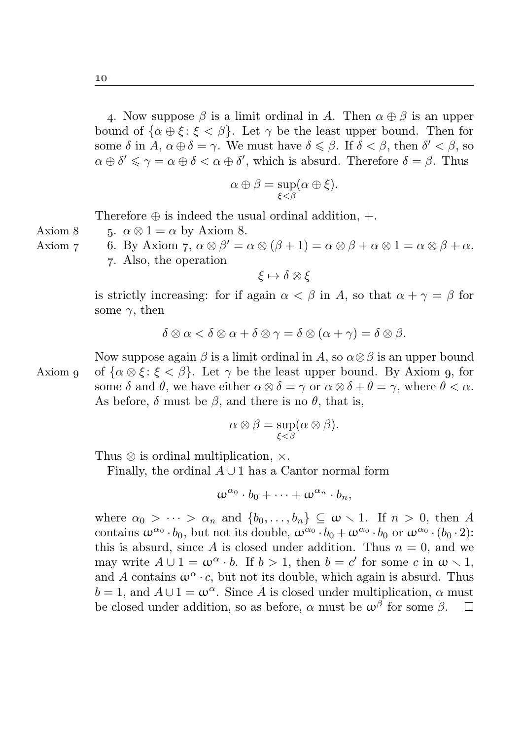4. Now suppose $\beta$ is a limit ordinal in $A$. Then $\alpha \oplus \beta$ is an upper bound of $\{\alpha \oplus \xi \colon \xi < \beta\}$. Let $\gamma$ be the least upper bound. Then for some $\delta$ in $A$, $\alpha \oplus \delta = \gamma$. We must have $\delta \leqslant \beta$. If $\delta < \beta$, then $\delta' < \beta$, so $\alpha \oplus \delta' \leqslant \gamma = \alpha \oplus \delta < \alpha \oplus \delta'$, which is absurd. Therefore $\delta = \beta$. Thus

$$\alpha \oplus \beta = \sup_{\xi<\beta}(\alpha \oplus \xi).$$

Therefore $\oplus$ is indeed the usual ordinal addition, $+$.

Axiom 8

5. $\alpha \otimes 1 = \alpha$ by Axiom 8.

Axiom 7

6. By Axiom 7, $\alpha \otimes \beta' = \alpha \otimes (\beta + 1) = \alpha \otimes \beta + \alpha \otimes 1 = \alpha \otimes \beta + \alpha$.

7. Also, the operation

$$\xi \mapsto \delta \otimes \xi$$

is strictly increasing: for if again $\alpha < \beta$ in $A$, so that $\alpha + \gamma = \beta$ for some $\gamma$, then

$$\delta \otimes \alpha < \delta \otimes \alpha + \delta \otimes \gamma = \delta \otimes (\alpha + \gamma) = \delta \otimes \beta.$$

Axiom 9

Now suppose again $\beta$ is a limit ordinal in $A$, so $\alpha \otimes \beta$ is an upper bound of $\{\alpha \otimes \xi \colon \xi < \beta\}$. Let $\gamma$ be the least upper bound. By Axiom 9, for some $\delta$ and $\theta$, we have either $\alpha \otimes \delta = \gamma$ or $\alpha \otimes \delta + \theta = \gamma$, where $\theta < \alpha$. As before, $\delta$ must be $\beta$, and there is no $\theta$, that is,

$$\alpha \otimes \beta = \sup_{\xi<\beta}(\alpha \otimes \beta).$$

Thus $\otimes$ is ordinal multiplication, $\times$.

Finally, the ordinal $A \cup 1$ has a Cantor normal form

$$\omega^{\alpha_0} \cdot b_0 + \cdots + \omega^{\alpha_n} \cdot b_n,$$

where $\alpha_0 > \cdots > \alpha_n$ and $\{b_0, \ldots, b_n\} \subseteq \omega \smallsetminus 1$. If $n > 0$, then $A$ contains $\omega^{\alpha_0} \cdot b_0$, but not its double, $\omega^{\alpha_0} \cdot b_0 + \omega^{\alpha_0} \cdot b_0$ or $\omega^{\alpha_0} \cdot (b_0 \cdot 2)$: this is absurd, since $A$ is closed under addition. Thus $n = 0$, and we may write $A \cup 1 = \omega^{\alpha} \cdot b$. If $b > 1$, then $b = c'$ for some $c$ in $\omega \smallsetminus 1$, and $A$ contains $\omega^{\alpha} \cdot c$, but not its double, which again is absurd. Thus $b = 1$, and $A \cup 1 = \omega^{\alpha}$. Since $A$ is closed under multiplication, $\alpha$ must be closed under addition, so as before, $\alpha$ must be $\omega^{\beta}$ for some $\beta$. $\square$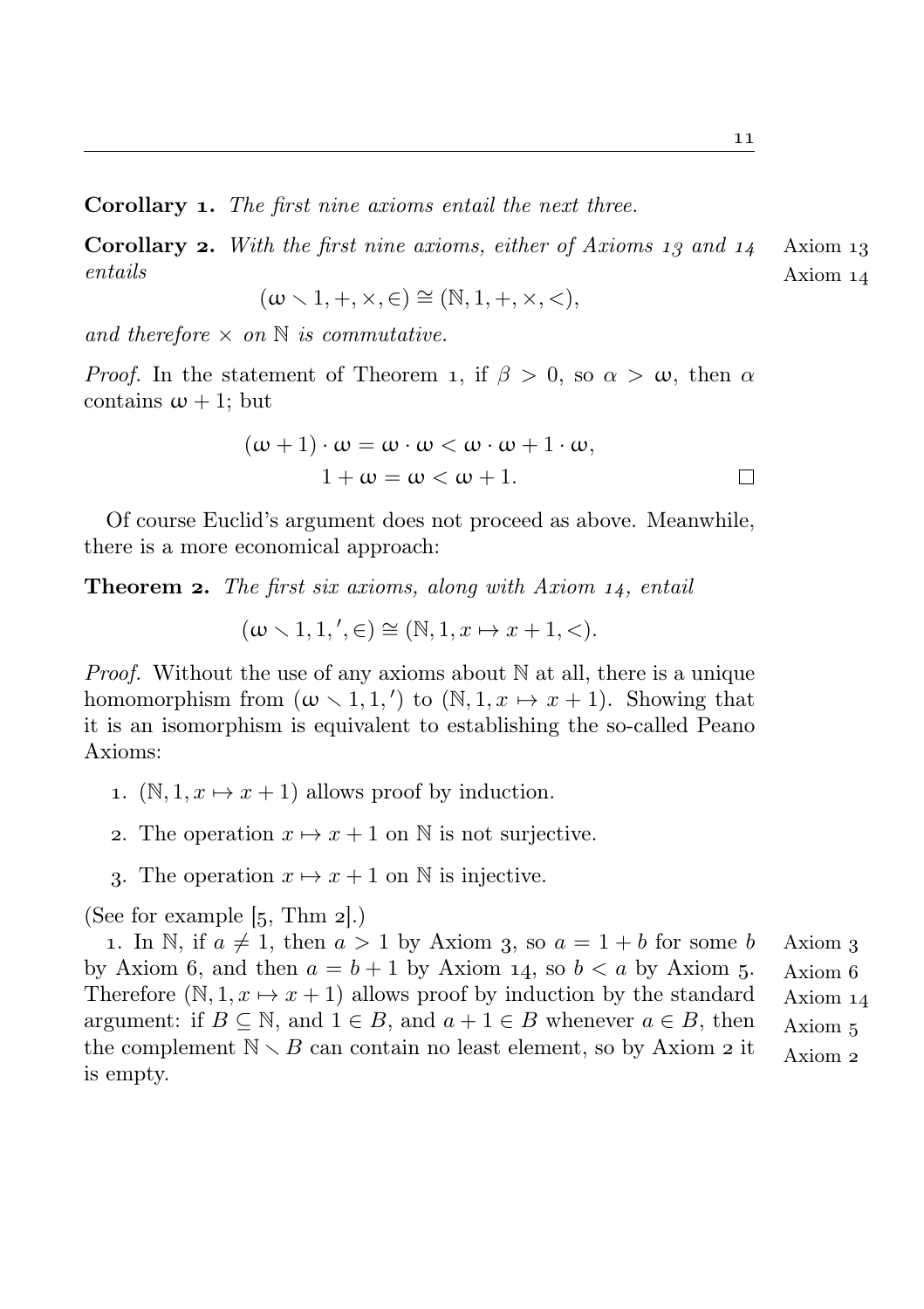**Corollary 1.** *The first nine axioms entail the next three.*

**Corollary 2.** *With the first nine axioms, either of Axioms 13 and 14 entails*

Axiom 13
Axiom 14

$$(\omega \smallsetminus 1, +, \times, \in) \cong (\mathbb{N}, 1, +, \times, <),$$

*and therefore $\times$ on $\mathbb{N}$ is commutative.*

*Proof.* In the statement of Theorem 1, if $\beta > 0$, so $\alpha > \omega$, then $\alpha$ contains $\omega + 1$; but

$$\begin{aligned} (\omega + 1) \cdot \omega = \omega \cdot \omega &< \omega \cdot \omega + 1 \cdot \omega, \\ 1 + \omega = \omega &< \omega + 1. \end{aligned}$$

□

Of course Euclid's argument does not proceed as above. Meanwhile, there is a more economical approach:

**Theorem 2.** *The first six axioms, along with Axiom 14, entail*

$$(\omega \smallsetminus 1, 1, {}', \in) \cong (\mathbb{N}, 1, x \mapsto x + 1, <).$$

*Proof.* Without the use of any axioms about $\mathbb{N}$ at all, there is a unique homomorphism from $(\omega \smallsetminus 1, 1, {}')$ to $(\mathbb{N}, 1, x \mapsto x + 1)$. Showing that it is an isomorphism is equivalent to establishing the so-called Peano Axioms:

1. $(\mathbb{N}, 1, x \mapsto x + 1)$ allows proof by induction.
2. The operation $x \mapsto x + 1$ on $\mathbb{N}$ is not surjective.
3. The operation $x \mapsto x + 1$ on $\mathbb{N}$ is injective.

(See for example [5, Thm 2].)

1. In $\mathbb{N}$, if $a \neq 1$, then $a > 1$ by Axiom 3, so $a = 1 + b$ for some $b$ by Axiom 6, and then $a = b + 1$ by Axiom 14, so $b < a$ by Axiom 5. Therefore $(\mathbb{N}, 1, x \mapsto x + 1)$ allows proof by induction by the standard argument: if $B \subseteq \mathbb{N}$, and $1 \in B$, and $a + 1 \in B$ whenever $a \in B$, then the complement $\mathbb{N} \smallsetminus B$ can contain no least element, so by Axiom 2 it is empty.

Axiom 3
Axiom 6
Axiom 14
Axiom 5
Axiom 2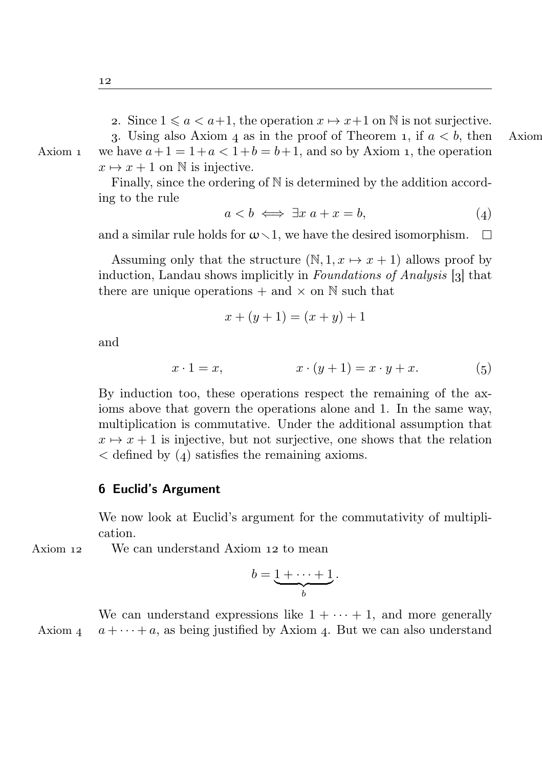2. Since $1 \leqslant a < a+1$, the operation $x \mapsto x+1$ on $\mathbb{N}$ is not surjective.

3. Using also Axiom 4 as in the proof of Theorem 1, if $a < b$, then we have $a+1 = 1+a < 1+b = b+1$, and so by Axiom 1, the operation $x \mapsto x+1$ on $\mathbb{N}$ is injective.

Finally, since the ordering of $\mathbb{N}$ is determined by the addition according to the rule

$$a < b \iff \exists x \; a + x = b, \tag{4}$$

and a similar rule holds for $\omega \setminus 1$, we have the desired isomorphism. □

Assuming only that the structure $(\mathbb{N}, 1, x \mapsto x+1)$ allows proof by induction, Landau shows implicitly in *Foundations of Analysis* [3] that there are unique operations $+$ and $\times$ on $\mathbb{N}$ such that

$$x + (y+1) = (x+y) + 1$$

and

$$x \cdot 1 = x, \qquad\qquad x \cdot (y+1) = x \cdot y + x. \tag{5}$$

By induction too, these operations respect the remaining of the axioms above that govern the operations alone and 1. In the same way, multiplication is commutative. Under the additional assumption that $x \mapsto x+1$ is injective, but not surjective, one shows that the relation $<$ defined by (4) satisfies the remaining axioms.

## 6 Euclid's Argument

We now look at Euclid's argument for the commutativity of multiplication.

We can understand Axiom 12 to mean

$$b = \underbrace{1 + \cdots + 1}_{b}.$$

We can understand expressions like $1 + \cdots + 1$, and more generally $a + \cdots + a$, as being justified by Axiom 4. But we can also understand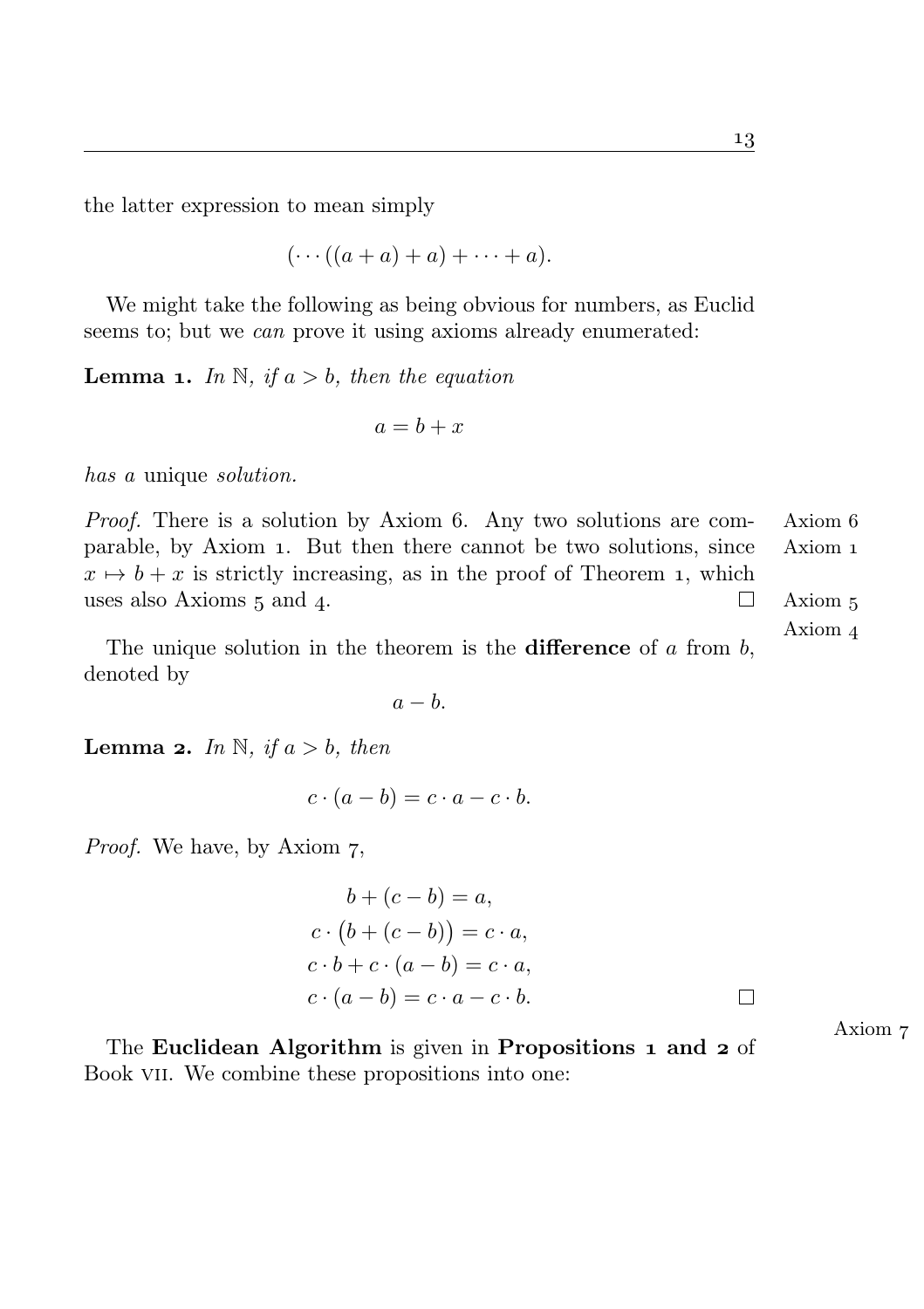the latter expression to mean simply

$$(\cdots((a+a)+a)+\cdots+a).$$

We might take the following as being obvious for numbers, as Euclid seems to; but we *can* prove it using axioms already enumerated:

**Lemma 1.** *In $\mathbb{N}$, if $a > b$, then the equation*

$$a = b + x$$

*has a* unique *solution.*

*Proof.* There is a solution by Axiom 6. Any two solutions are comparable, by Axiom 1. But then there cannot be two solutions, since $x \mapsto b + x$ is strictly increasing, as in the proof of Theorem 1, which uses also Axioms 5 and 4. □

Axiom 6
Axiom 1
Axiom 5
Axiom 4

The unique solution in the theorem is the **difference** of $a$ from $b$, denoted by

$$a - b.$$

**Lemma 2.** *In $\mathbb{N}$, if $a > b$, then*

$$c \cdot (a - b) = c \cdot a - c \cdot b.$$

*Proof.* We have, by Axiom 7,

$$\begin{aligned}
b + (c - b) &= a, \\
c \cdot \big(b + (c - b)\big) &= c \cdot a, \\
c \cdot b + c \cdot (a - b) &= c \cdot a, \\
c \cdot (a - b) &= c \cdot a - c \cdot b.
\end{aligned}$$

□

Axiom 7

The **Euclidean Algorithm** is given in **Propositions 1 and 2** of Book VII. We combine these propositions into one: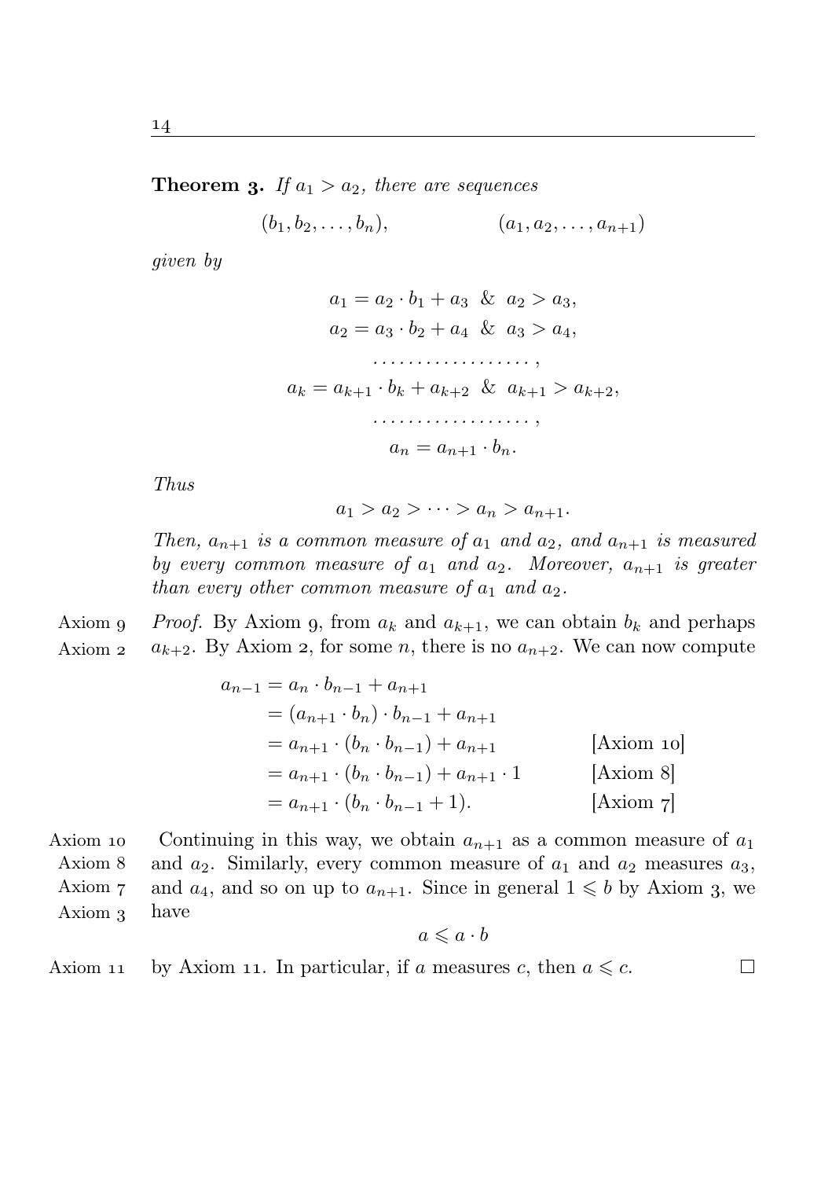**Theorem 3.** *If $a_1 > a_2$, there are sequences*

$$(b_1, b_2, \dots, b_n), \qquad\qquad (a_1, a_2, \dots, a_{n+1})$$

*given by*

$$\begin{gathered}
a_1 = a_2 \cdot b_1 + a_3 \;\;\&\;\; a_2 > a_3, \\
a_2 = a_3 \cdot b_2 + a_4 \;\;\&\;\; a_3 > a_4, \\
\dots\dots\dots\dots\dots\dots, \\
a_k = a_{k+1} \cdot b_k + a_{k+2} \;\;\&\;\; a_{k+1} > a_{k+2}, \\
\dots\dots\dots\dots\dots\dots, \\
a_n = a_{n+1} \cdot b_n.
\end{gathered}$$

*Thus*

$$a_1 > a_2 > \dots > a_n > a_{n+1}.$$

*Then, $a_{n+1}$ is a common measure of $a_1$ and $a_2$, and $a_{n+1}$ is measured by every common measure of $a_1$ and $a_2$. Moreover, $a_{n+1}$ is greater than every other common measure of $a_1$ and $a_2$.*

Axiom 9
Axiom 2

*Proof.* By Axiom 9, from $a_k$ and $a_{k+1}$, we can obtain $b_k$ and perhaps $a_{k+2}$. By Axiom 2, for some $n$, there is no $a_{n+2}$. We can now compute

$$\begin{aligned}
a_{n-1} &= a_n \cdot b_{n-1} + a_{n+1} \\
&= (a_{n+1} \cdot b_n) \cdot b_{n-1} + a_{n+1} \\
&= a_{n+1} \cdot (b_n \cdot b_{n-1}) + a_{n+1} && \text{[Axiom 10]} \\
&= a_{n+1} \cdot (b_n \cdot b_{n-1}) + a_{n+1} \cdot 1 && \text{[Axiom 8]} \\
&= a_{n+1} \cdot (b_n \cdot b_{n-1} + 1). && \text{[Axiom 7]}
\end{aligned}$$

Axiom 10
Axiom 8
Axiom 7
Axiom 3

Continuing in this way, we obtain $a_{n+1}$ as a common measure of $a_1$ and $a_2$. Similarly, every common measure of $a_1$ and $a_2$ measures $a_3$, and $a_4$, and so on up to $a_{n+1}$. Since in general $1 \leqslant b$ by Axiom 3, we have

$$a \leqslant a \cdot b$$

Axiom 11

by Axiom 11. In particular, if $a$ measures $c$, then $a \leqslant c$. □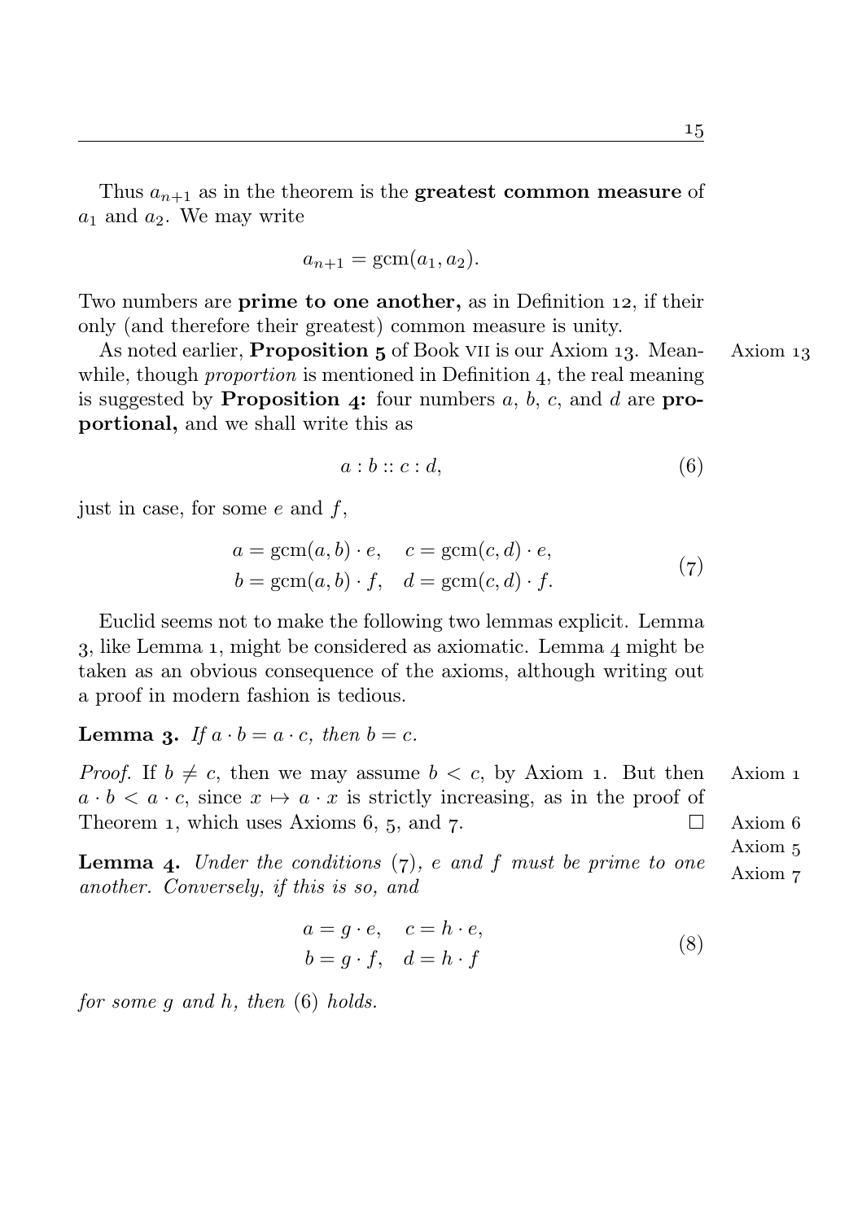Thus $a_{n+1}$ as in the theorem is the **greatest common measure** of $a_1$ and $a_2$. We may write

$$a_{n+1} = \mathrm{gcm}(a_1, a_2).$$

Two numbers are **prime to one another,** as in Definition 12, if their only (and therefore their greatest) common measure is unity.

As noted earlier, **Proposition 5** of Book VII is our Axiom 13. Meanwhile, though *proportion* is mentioned in Definition 4, the real meaning is suggested by **Proposition 4:** four numbers $a$, $b$, $c$, and $d$ are **proportional,** and we shall write this as

Axiom 13

$$a : b :: c : d, \tag{6}$$

just in case, for some $e$ and $f$,

$$\begin{aligned} a &= \mathrm{gcm}(a,b) \cdot e, \quad c = \mathrm{gcm}(c,d) \cdot e, \\ b &= \mathrm{gcm}(a,b) \cdot f, \quad d = \mathrm{gcm}(c,d) \cdot f. \end{aligned} \tag{7}$$

Euclid seems not to make the following two lemmas explicit. Lemma 3, like Lemma 1, might be considered as axiomatic. Lemma 4 might be taken as an obvious consequence of the axioms, although writing out a proof in modern fashion is tedious.

**Lemma 3.** *If $a \cdot b = a \cdot c$, then $b = c$.*

*Proof.* If $b \neq c$, then we may assume $b < c$, by Axiom 1. But then $a \cdot b < a \cdot c$, since $x \mapsto a \cdot x$ is strictly increasing, as in the proof of Theorem 1, which uses Axioms 6, 5, and 7. □

Axiom 1

Axiom 6

Axiom 5

Axiom 7

**Lemma 4.** *Under the conditions (7), $e$ and $f$ must be prime to one another. Conversely, if this is so, and*

$$\begin{aligned} a &= g \cdot e, \quad c = h \cdot e, \\ b &= g \cdot f, \quad d = h \cdot f \end{aligned} \tag{8}$$

*for some $g$ and $h$, then (6) holds.*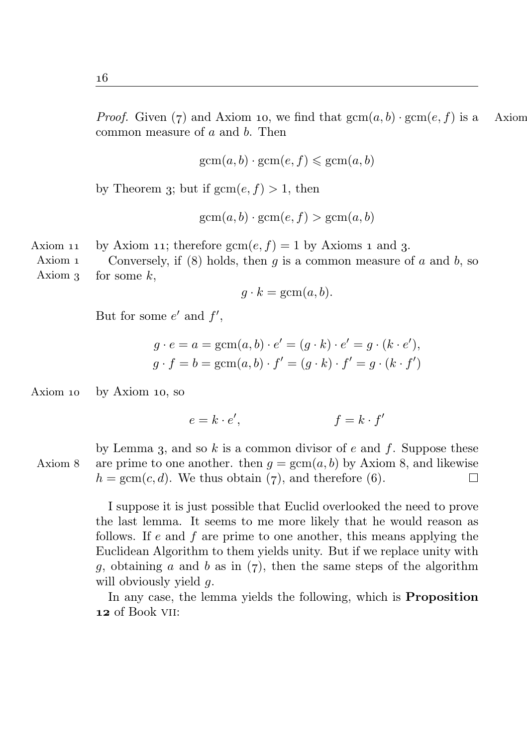*Proof.* Given (7) and Axiom 10, we find that $\text{gcm}(a, b) \cdot \text{gcm}(e, f)$ is a common measure of $a$ and $b$. Then

$$\text{gcm}(a, b) \cdot \text{gcm}(e, f) \leqslant \text{gcm}(a, b)$$

by Theorem 3; but if $\text{gcm}(e, f) > 1$, then

$$\text{gcm}(a, b) \cdot \text{gcm}(e, f) > \text{gcm}(a, b)$$

by Axiom 11; therefore $\text{gcm}(e, f) = 1$ by Axioms 1 and 3.

Conversely, if (8) holds, then $g$ is a common measure of $a$ and $b$, so for some $k$,

$$g \cdot k = \text{gcm}(a, b).$$

But for some $e'$ and $f'$,

$$g \cdot e = a = \text{gcm}(a, b) \cdot e' = (g \cdot k) \cdot e' = g \cdot (k \cdot e'),$$
$$g \cdot f = b = \text{gcm}(a, b) \cdot f' = (g \cdot k) \cdot f' = g \cdot (k \cdot f')$$

by Axiom 10, so

$$e = k \cdot e', \qquad\qquad f = k \cdot f'$$

by Lemma 3, and so $k$ is a common divisor of $e$ and $f$. Suppose these are prime to one another. then $g = \text{gcm}(a, b)$ by Axiom 8, and likewise $h = \text{gcm}(c, d)$. We thus obtain (7), and therefore (6). □

I suppose it is just possible that Euclid overlooked the need to prove the last lemma. It seems to me more likely that he would reason as follows. If $e$ and $f$ are prime to one another, this means applying the Euclidean Algorithm to them yields unity. But if we replace unity with $g$, obtaining $a$ and $b$ as in (7), then the same steps of the algorithm will obviously yield $g$.

In any case, the lemma yields the following, which is **Proposition 12** of Book VII: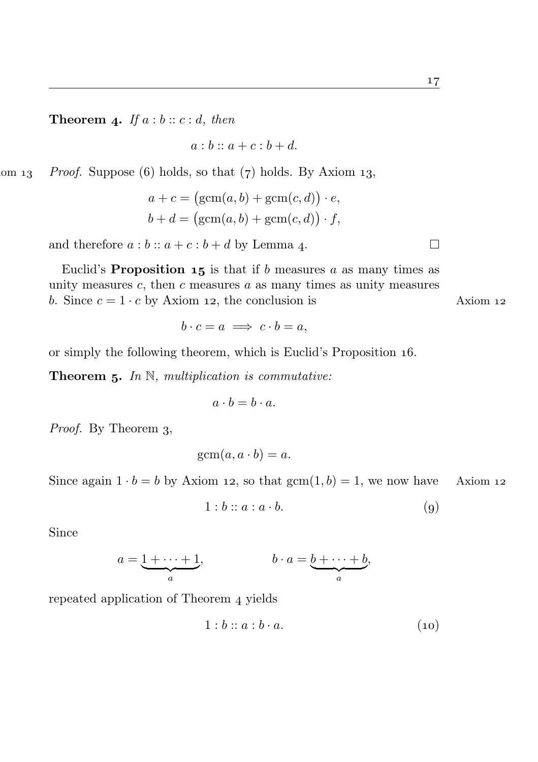**Theorem 4.** *If $a : b :: c : d$, then*

$$a : b :: a + c : b + d.$$

*Proof.* Suppose (6) holds, so that (7) holds. By Axiom 13,

$$a + c = \bigl(\text{gcm}(a, b) + \text{gcm}(c, d)\bigr) \cdot e,$$
$$b + d = \bigl(\text{gcm}(a, b) + \text{gcm}(c, d)\bigr) \cdot f,$$

and therefore $a : b :: a + c : b + d$ by Lemma 4. □

Euclid's **Proposition 15** is that if $b$ measures $a$ as many times as unity measures $c$, then $c$ measures $a$ as many times as unity measures $b$. Since $c = 1 \cdot c$ by Axiom 12, the conclusion is

$$b \cdot c = a \implies c \cdot b = a,$$

or simply the following theorem, which is Euclid's Proposition 16.

**Theorem 5.** *In $\mathbb{N}$, multiplication is commutative:*

$$a \cdot b = b \cdot a.$$

*Proof.* By Theorem 3,

$$\text{gcm}(a, a \cdot b) = a.$$

Since again $1 \cdot b = b$ by Axiom 12, so that $\text{gcm}(1, b) = 1$, we now have

$$1 : b :: a : a \cdot b. \tag{9}$$

Since

$$a = \underbrace{1 + \cdots + 1}_{a}, \qquad\qquad b \cdot a = \underbrace{b + \cdots + b}_{a},$$

repeated application of Theorem 4 yields

$$1 : b :: a : b \cdot a. \tag{10}$$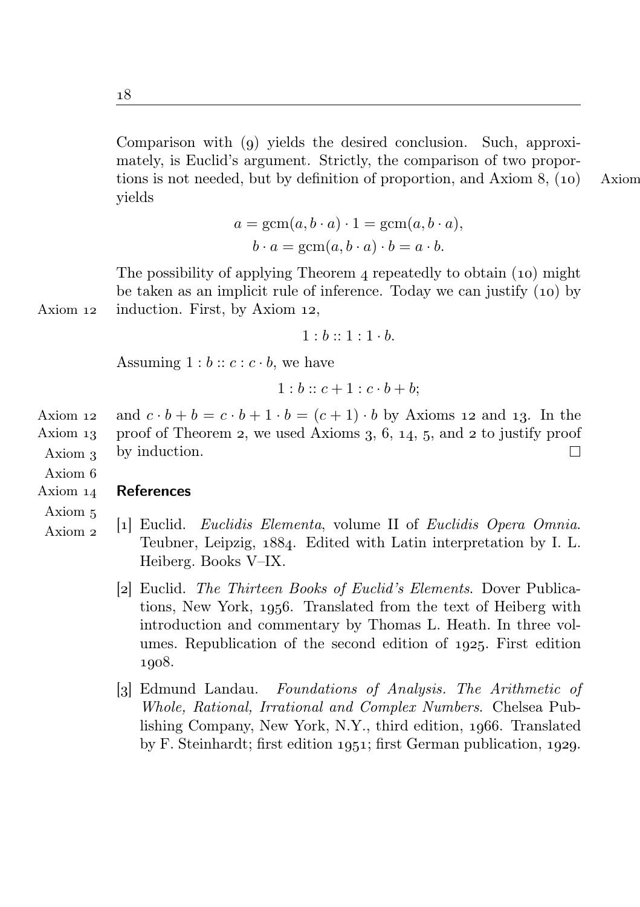Comparison with (9) yields the desired conclusion. Such, approximately, is Euclid's argument. Strictly, the comparison of two proportions is not needed, but by definition of proportion, and Axiom 8, (10) yields

$$a = \mathrm{gcm}(a, b \cdot a) \cdot 1 = \mathrm{gcm}(a, b \cdot a),$$
$$b \cdot a = \mathrm{gcm}(a, b \cdot a) \cdot b = a \cdot b.$$

The possibility of applying Theorem 4 repeatedly to obtain (10) might be taken as an implicit rule of inference. Today we can justify (10) by induction. First, by Axiom 12,

$$1 : b :: 1 : 1 \cdot b.$$

Assuming $1 : b :: c : c \cdot b$, we have

$$1 : b :: c + 1 : c \cdot b + b;$$

and $c \cdot b + b = c \cdot b + 1 \cdot b = (c + 1) \cdot b$ by Axioms 12 and 13. In the proof of Theorem 2, we used Axioms 3, 6, 14, 5, and 2 to justify proof by induction. □

## References

[1] Euclid. *Euclidis Elementa*, volume II of *Euclidis Opera Omnia*. Teubner, Leipzig, 1884. Edited with Latin interpretation by I. L. Heiberg. Books V–IX.

[2] Euclid. *The Thirteen Books of Euclid's Elements*. Dover Publications, New York, 1956. Translated from the text of Heiberg with introduction and commentary by Thomas L. Heath. In three volumes. Republication of the second edition of 1925. First edition 1908.

[3] Edmund Landau. *Foundations of Analysis. The Arithmetic of Whole, Rational, Irrational and Complex Numbers*. Chelsea Publishing Company, New York, N.Y., third edition, 1966. Translated by F. Steinhardt; first edition 1951; first German publication, 1929.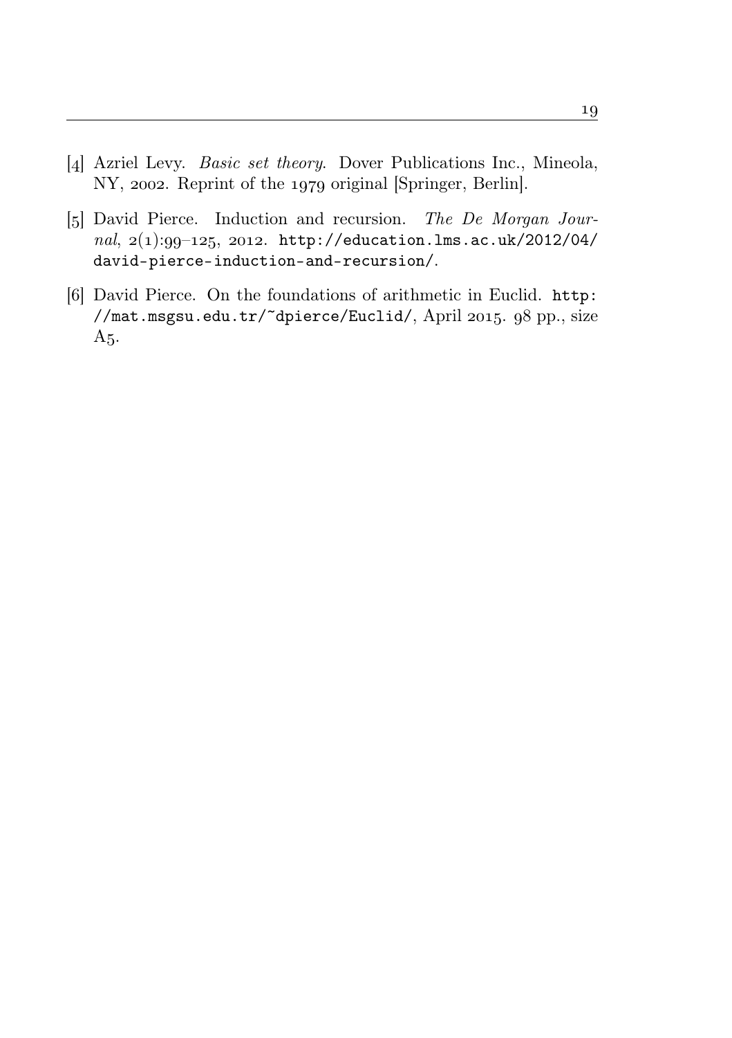[4] Azriel Levy. *Basic set theory*. Dover Publications Inc., Mineola, NY, 2002. Reprint of the 1979 original [Springer, Berlin].

[5] David Pierce. Induction and recursion. *The De Morgan Journal*, 2(1):99–125, 2012. http://education.lms.ac.uk/2012/04/david-pierce-induction-and-recursion/.

[6] David Pierce. On the foundations of arithmetic in Euclid. http://mat.msgsu.edu.tr/~dpierce/Euclid/, April 2015. 98 pp., size A5.